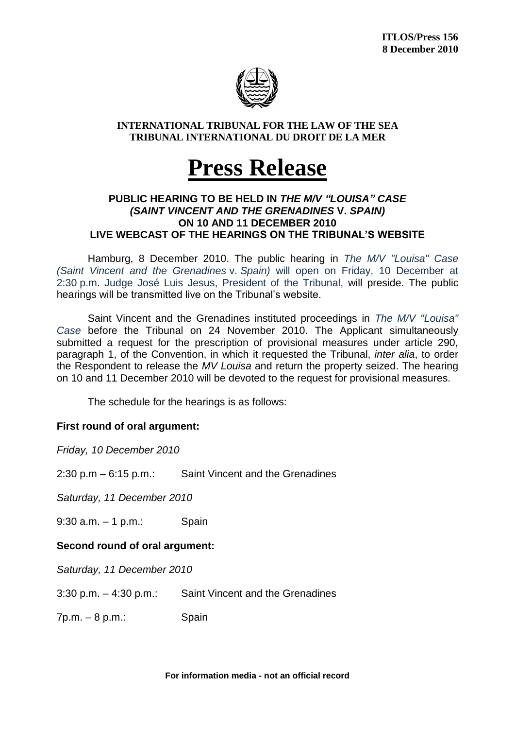**ITLOS/Press 156**
**8 December 2010**

**INTERNATIONAL TRIBUNAL FOR THE LAW OF THE SEA**
**TRIBUNAL INTERNATIONAL DU DROIT DE LA MER**

# Press Release

### PUBLIC HEARING TO BE HELD IN *THE M/V "LOUISA" CASE (SAINT VINCENT AND THE GRENADINES* V. *SPAIN)* ON 10 AND 11 DECEMBER 2010
### LIVE WEBCAST OF THE HEARINGS ON THE TRIBUNAL'S WEBSITE

Hamburg, 8 December 2010. The public hearing in *The M/V "Louisa" Case (Saint Vincent and the Grenadines* v. *Spain)* will open on Friday, 10 December at 2:30 p.m. Judge José Luis Jesus, President of the Tribunal, will preside. The public hearings will be transmitted live on the Tribunal's website.

Saint Vincent and the Grenadines instituted proceedings in *The M/V "Louisa" Case* before the Tribunal on 24 November 2010. The Applicant simultaneously submitted a request for the prescription of provisional measures under article 290, paragraph 1, of the Convention, in which it requested the Tribunal, *inter alia*, to order the Respondent to release the *MV Louisa* and return the property seized. The hearing on 10 and 11 December 2010 will be devoted to the request for provisional measures.

The schedule for the hearings is as follows:

**First round of oral argument:**

*Friday, 10 December 2010*

2:30 p.m – 6:15 p.m.: Saint Vincent and the Grenadines

*Saturday, 11 December 2010*

9:30 a.m. – 1 p.m.: Spain

**Second round of oral argument:**

*Saturday, 11 December 2010*

3:30 p.m. – 4:30 p.m.: Saint Vincent and the Grenadines

7p.m. – 8 p.m.: Spain

**For information media - not an official record**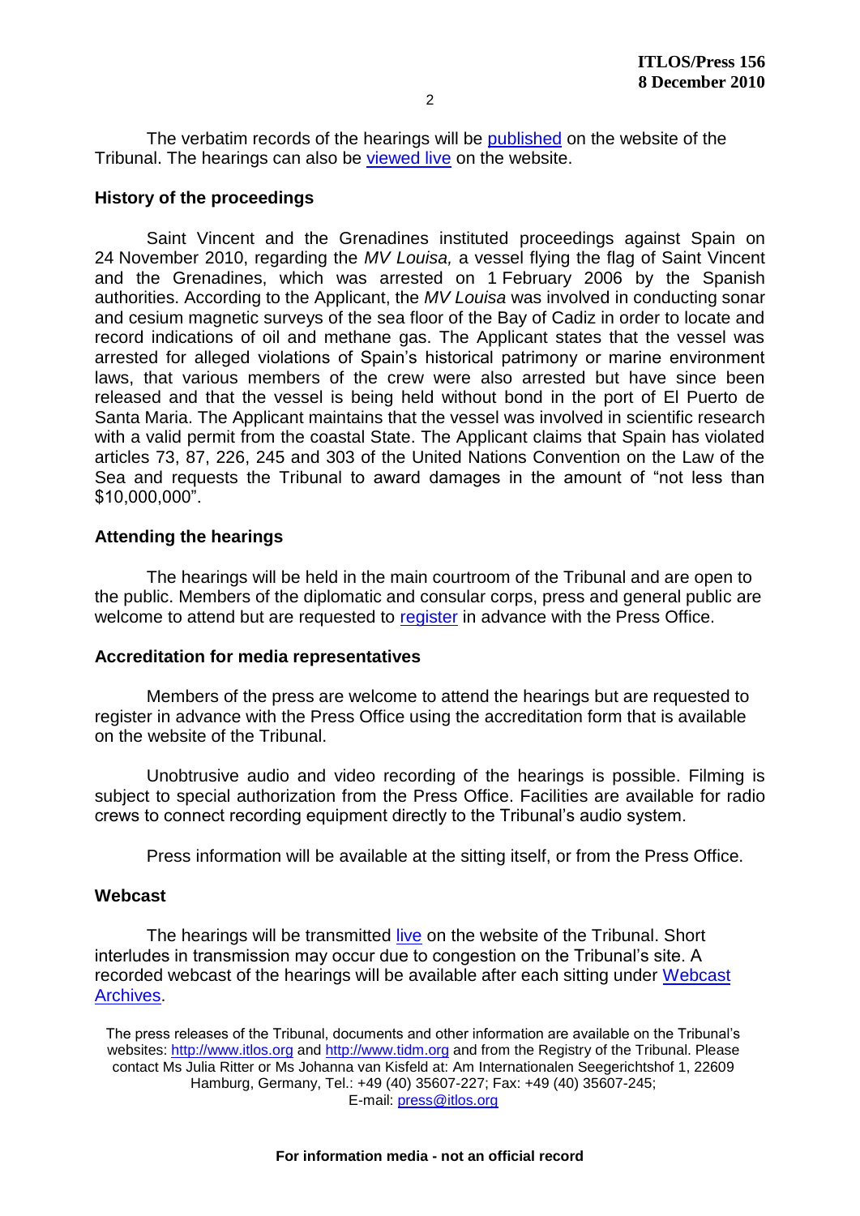The verbatim records of the hearings will be published on the website of the Tribunal. The hearings can also be viewed live on the website.

**History of the proceedings**

Saint Vincent and the Grenadines instituted proceedings against Spain on 24 November 2010, regarding the *MV Louisa,* a vessel flying the flag of Saint Vincent and the Grenadines, which was arrested on 1 February 2006 by the Spanish authorities. According to the Applicant, the *MV Louisa* was involved in conducting sonar and cesium magnetic surveys of the sea floor of the Bay of Cadiz in order to locate and record indications of oil and methane gas. The Applicant states that the vessel was arrested for alleged violations of Spain's historical patrimony or marine environment laws, that various members of the crew were also arrested but have since been released and that the vessel is being held without bond in the port of El Puerto de Santa Maria. The Applicant maintains that the vessel was involved in scientific research with a valid permit from the coastal State. The Applicant claims that Spain has violated articles 73, 87, 226, 245 and 303 of the United Nations Convention on the Law of the Sea and requests the Tribunal to award damages in the amount of "not less than $10,000,000".

**Attending the hearings**

The hearings will be held in the main courtroom of the Tribunal and are open to the public. Members of the diplomatic and consular corps, press and general public are welcome to attend but are requested to register in advance with the Press Office.

**Accreditation for media representatives**

Members of the press are welcome to attend the hearings but are requested to register in advance with the Press Office using the accreditation form that is available on the website of the Tribunal.

Unobtrusive audio and video recording of the hearings is possible. Filming is subject to special authorization from the Press Office. Facilities are available for radio crews to connect recording equipment directly to the Tribunal's audio system.

Press information will be available at the sitting itself, or from the Press Office.

**Webcast**

The hearings will be transmitted live on the website of the Tribunal. Short interludes in transmission may occur due to congestion on the Tribunal's site. A recorded webcast of the hearings will be available after each sitting under Webcast Archives.

The press releases of the Tribunal, documents and other information are available on the Tribunal's websites: http://www.itlos.org and http://www.tidm.org and from the Registry of the Tribunal. Please contact Ms Julia Ritter or Ms Johanna van Kisfeld at: Am Internationalen Seegerichtshof 1, 22609 Hamburg, Germany, Tel.: +49 (40) 35607-227; Fax: +49 (40) 35607-245; E-mail: press@itlos.org

**For information media - not an official record**